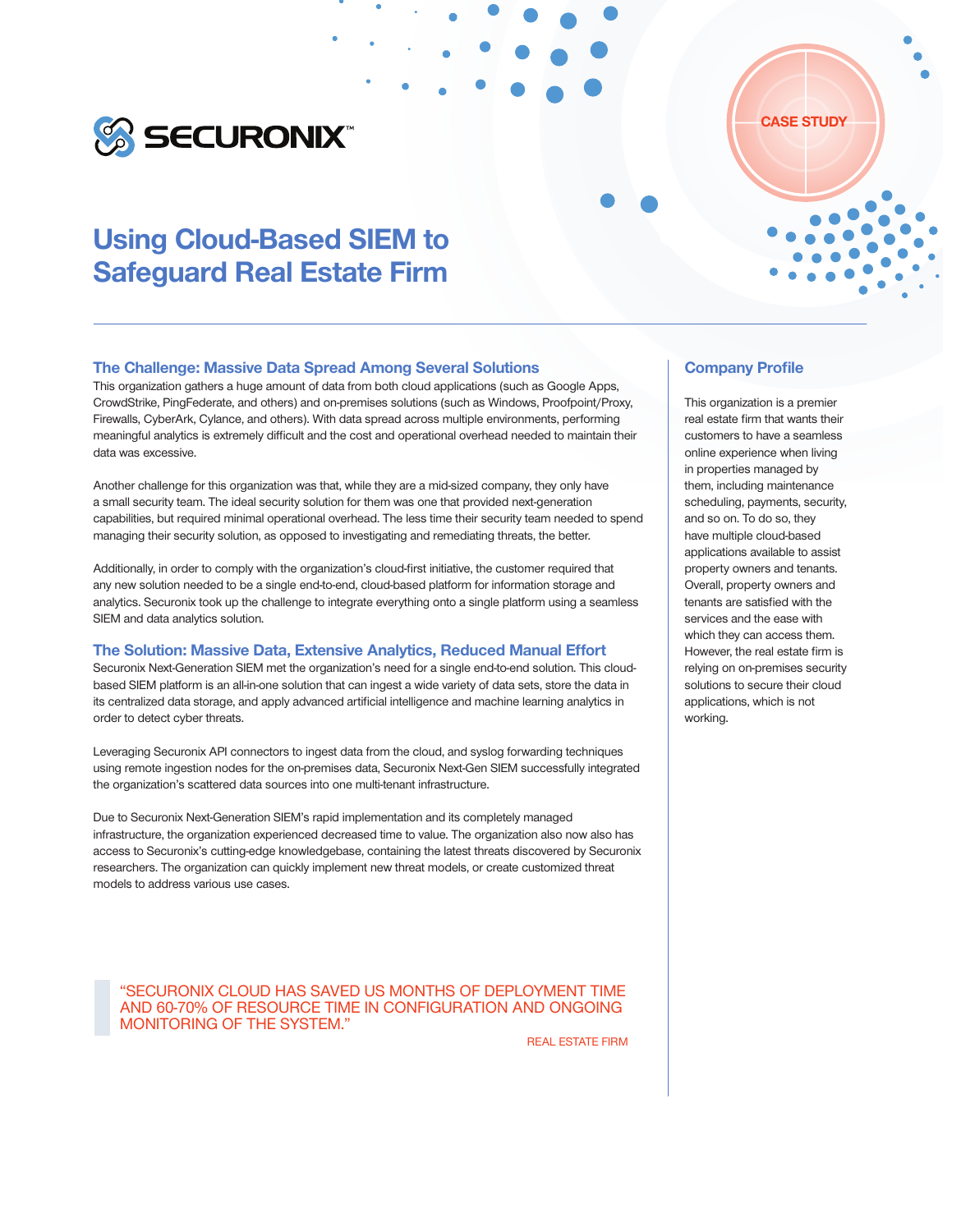SECURONIX™

CASE STUDY

# Using Cloud-Based SIEM to Safeguard Real Estate Firm

## The Challenge: Massive Data Spread Among Several Solutions

This organization gathers a huge amount of data from both cloud applications (such as Google Apps, CrowdStrike, PingFederate, and others) and on-premises solutions (such as Windows, Proofpoint/Proxy, Firewalls, CyberArk, Cylance, and others). With data spread across multiple environments, performing meaningful analytics is extremely difficult and the cost and operational overhead needed to maintain their data was excessive.

Another challenge for this organization was that, while they are a mid-sized company, they only have a small security team. The ideal security solution for them was one that provided next-generation capabilities, but required minimal operational overhead. The less time their security team needed to spend managing their security solution, as opposed to investigating and remediating threats, the better.

Additionally, in order to comply with the organization's cloud-first initiative, the customer required that any new solution needed to be a single end-to-end, cloud-based platform for information storage and analytics. Securonix took up the challenge to integrate everything onto a single platform using a seamless SIEM and data analytics solution.

## The Solution: Massive Data, Extensive Analytics, Reduced Manual Effort

Securonix Next-Generation SIEM met the organization's need for a single end-to-end solution. This cloud-based SIEM platform is an all-in-one solution that can ingest a wide variety of data sets, store the data in its centralized data storage, and apply advanced artificial intelligence and machine learning analytics in order to detect cyber threats.

Leveraging Securonix API connectors to ingest data from the cloud, and syslog forwarding techniques using remote ingestion nodes for the on-premises data, Securonix Next-Gen SIEM successfully integrated the organization's scattered data sources into one multi-tenant infrastructure.

Due to Securonix Next-Generation SIEM's rapid implementation and its completely managed infrastructure, the organization experienced decreased time to value. The organization also now also has access to Securonix's cutting-edge knowledgebase, containing the latest threats discovered by Securonix researchers. The organization can quickly implement new threat models, or create customized threat models to address various use cases.

> "SECURONIX CLOUD HAS SAVED US MONTHS OF DEPLOYMENT TIME AND 60-70% OF RESOURCE TIME IN CONFIGURATION AND ONGOING MONITORING OF THE SYSTEM."
>
> REAL ESTATE FIRM

## Company Profile

This organization is a premier real estate firm that wants their customers to have a seamless online experience when living in properties managed by them, including maintenance scheduling, payments, security, and so on. To do so, they have multiple cloud-based applications available to assist property owners and tenants. Overall, property owners and tenants are satisfied with the services and the ease with which they can access them. However, the real estate firm is relying on on-premises security solutions to secure their cloud applications, which is not working.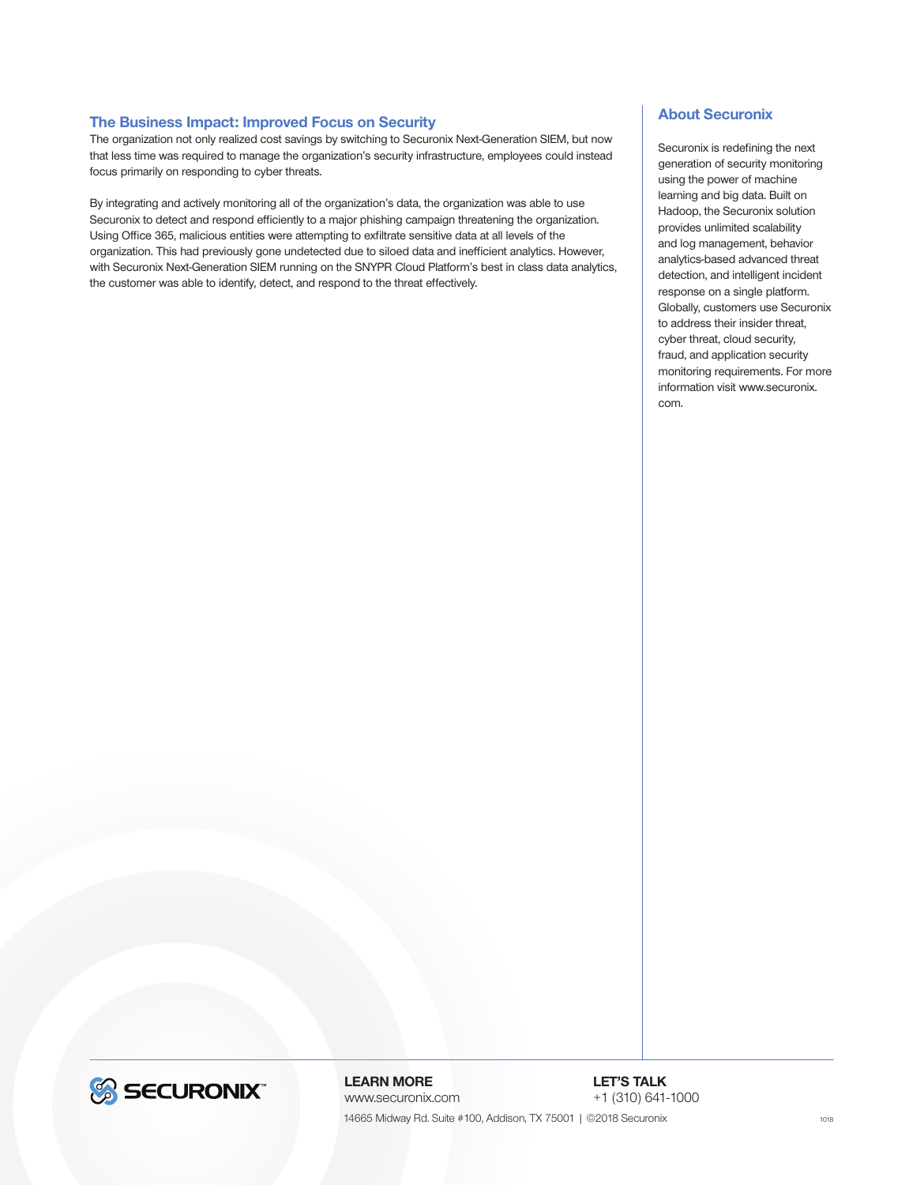## The Business Impact: Improved Focus on Security

The organization not only realized cost savings by switching to Securonix Next-Generation SIEM, but now that less time was required to manage the organization's security infrastructure, employees could instead focus primarily on responding to cyber threats.

By integrating and actively monitoring all of the organization's data, the organization was able to use Securonix to detect and respond efficiently to a major phishing campaign threatening the organization. Using Office 365, malicious entities were attempting to exfiltrate sensitive data at all levels of the organization. This had previously gone undetected due to siloed data and inefficient analytics. However, with Securonix Next-Generation SIEM running on the SNYPR Cloud Platform's best in class data analytics, the customer was able to identify, detect, and respond to the threat effectively.

## About Securonix

Securonix is redefining the next generation of security monitoring using the power of machine learning and big data. Built on Hadoop, the Securonix solution provides unlimited scalability and log management, behavior analytics-based advanced threat detection, and intelligent incident response on a single platform. Globally, customers use Securonix to address their insider threat, cyber threat, cloud security, fraud, and application security monitoring requirements. For more information visit www.securonix.com.

SECURONIX™

**LEARN MORE**
www.securonix.com

**LET'S TALK**
+1 (310) 641-1000

14665 Midway Rd. Suite #100, Addison, TX 75001 | ©2018 Securonix

1018